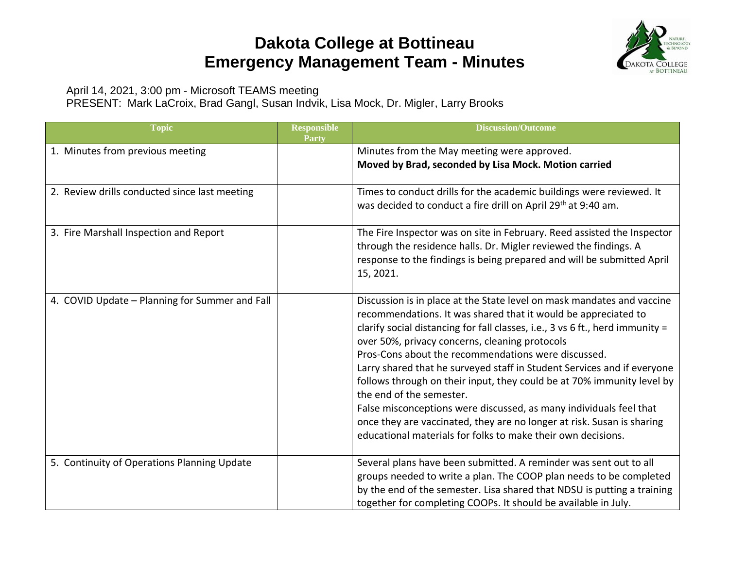# Dakota College at Bottineau
# Emergency Management Team - Minutes

April 14, 2021, 3:00 pm - Microsoft TEAMS meeting
PRESENT: Mark LaCroix, Brad Gangl, Susan Indvik, Lisa Mock, Dr. Migler, Larry Brooks

| Topic | Responsible Party | Discussion/Outcome |
|---|---|---|
| 1. Minutes from previous meeting | | Minutes from the May meeting were approved.<br>**Moved by Brad, seconded by Lisa Mock. Motion carried** |
| 2. Review drills conducted since last meeting | | Times to conduct drills for the academic buildings were reviewed. It was decided to conduct a fire drill on April 29th at 9:40 am. |
| 3. Fire Marshall Inspection and Report | | The Fire Inspector was on site in February. Reed assisted the Inspector through the residence halls. Dr. Migler reviewed the findings. A response to the findings is being prepared and will be submitted April 15, 2021. |
| 4. COVID Update – Planning for Summer and Fall | | Discussion is in place at the State level on mask mandates and vaccine recommendations. It was shared that it would be appreciated to clarify social distancing for fall classes, i.e., 3 vs 6 ft., herd immunity = over 50%, privacy concerns, cleaning protocols<br>Pros-Cons about the recommendations were discussed.<br>Larry shared that he surveyed staff in Student Services and if everyone follows through on their input, they could be at 70% immunity level by the end of the semester.<br>False misconceptions were discussed, as many individuals feel that once they are vaccinated, they are no longer at risk. Susan is sharing educational materials for folks to make their own decisions. |
| 5. Continuity of Operations Planning Update | | Several plans have been submitted. A reminder was sent out to all groups needed to write a plan. The COOP plan needs to be completed by the end of the semester. Lisa shared that NDSU is putting a training together for completing COOPs. It should be available in July. |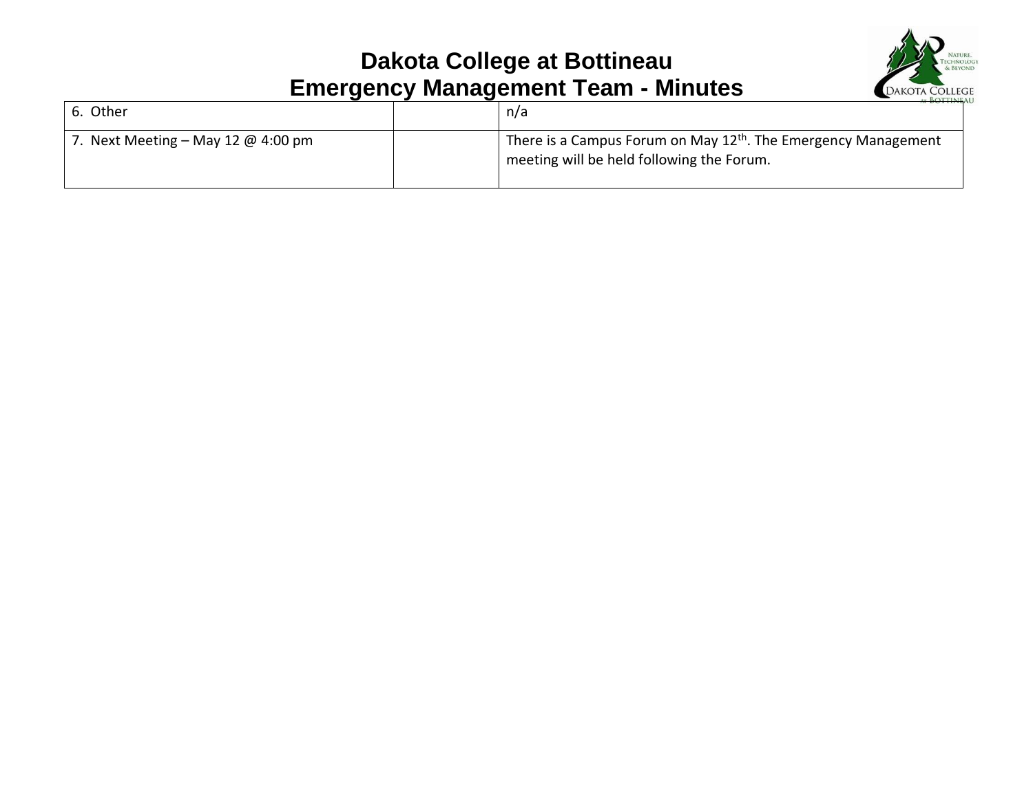# Dakota College at Bottineau
# Emergency Management Team - Minutes

| | | |
|---|---|---|
| 6. Other | | n/a |
| 7. Next Meeting – May 12 @ 4:00 pm | | There is a Campus Forum on May 12th. The Emergency Management meeting will be held following the Forum. |